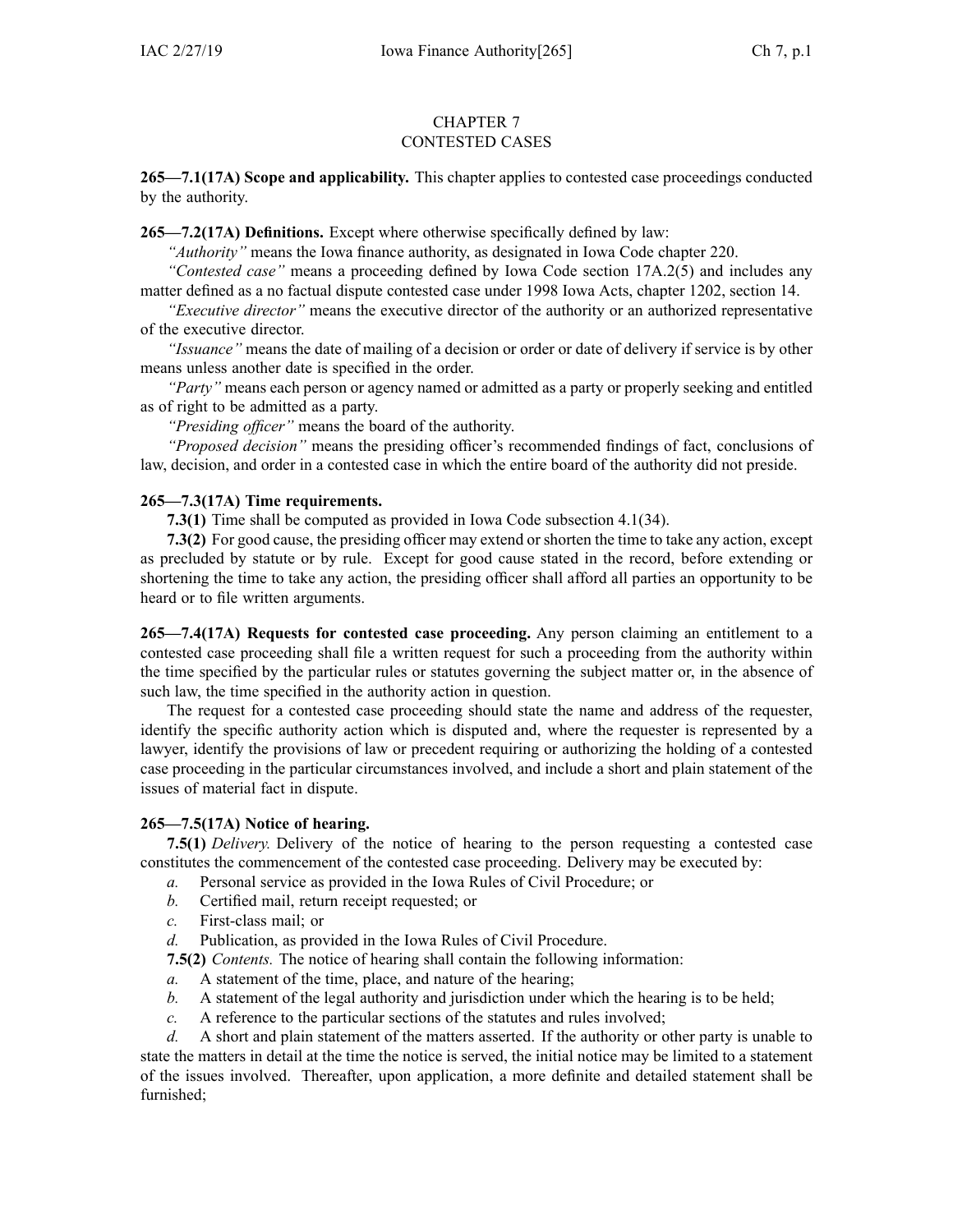# CHAPTER 7
# CONTESTED CASES

**265—7.1(17A) Scope and applicability.** This chapter applies to contested case proceedings conducted by the authority.

**265—7.2(17A) Definitions.** Except where otherwise specifically defined by law:

*"Authority"* means the Iowa finance authority, as designated in Iowa Code chapter 220.

*"Contested case"* means a proceeding defined by Iowa Code section 17A.2(5) and includes any matter defined as a no factual dispute contested case under 1998 Iowa Acts, chapter 1202, section 14.

*"Executive director"* means the executive director of the authority or an authorized representative of the executive director.

*"Issuance"* means the date of mailing of a decision or order or date of delivery if service is by other means unless another date is specified in the order.

*"Party"* means each person or agency named or admitted as a party or properly seeking and entitled as of right to be admitted as a party.

*"Presiding officer"* means the board of the authority.

*"Proposed decision"* means the presiding officer's recommended findings of fact, conclusions of law, decision, and order in a contested case in which the entire board of the authority did not preside.

**265—7.3(17A) Time requirements.**

**7.3(1)** Time shall be computed as provided in Iowa Code subsection 4.1(34).

**7.3(2)** For good cause, the presiding officer may extend or shorten the time to take any action, except as precluded by statute or by rule. Except for good cause stated in the record, before extending or shortening the time to take any action, the presiding officer shall afford all parties an opportunity to be heard or to file written arguments.

**265—7.4(17A) Requests for contested case proceeding.** Any person claiming an entitlement to a contested case proceeding shall file a written request for such a proceeding from the authority within the time specified by the particular rules or statutes governing the subject matter or, in the absence of such law, the time specified in the authority action in question.

The request for a contested case proceeding should state the name and address of the requester, identify the specific authority action which is disputed and, where the requester is represented by a lawyer, identify the provisions of law or precedent requiring or authorizing the holding of a contested case proceeding in the particular circumstances involved, and include a short and plain statement of the issues of material fact in dispute.

**265—7.5(17A) Notice of hearing.**

**7.5(1)** *Delivery.* Delivery of the notice of hearing to the person requesting a contested case constitutes the commencement of the contested case proceeding. Delivery may be executed by:

*a.* Personal service as provided in the Iowa Rules of Civil Procedure; or

*b.* Certified mail, return receipt requested; or

*c.* First-class mail; or

*d.* Publication, as provided in the Iowa Rules of Civil Procedure.

**7.5(2)** *Contents.* The notice of hearing shall contain the following information:

*a.* A statement of the time, place, and nature of the hearing;

*b.* A statement of the legal authority and jurisdiction under which the hearing is to be held;

*c.* A reference to the particular sections of the statutes and rules involved;

*d.* A short and plain statement of the matters asserted. If the authority or other party is unable to state the matters in detail at the time the notice is served, the initial notice may be limited to a statement of the issues involved. Thereafter, upon application, a more definite and detailed statement shall be furnished;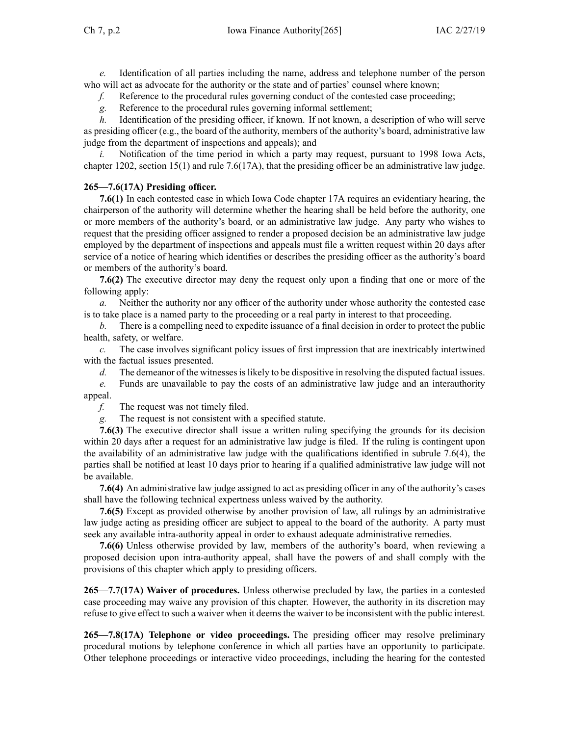*e.* Identification of all parties including the name, address and telephone number of the person who will act as advocate for the authority or the state and of parties' counsel where known;

*f.* Reference to the procedural rules governing conduct of the contested case proceeding;

*g.* Reference to the procedural rules governing informal settlement;

*h.* Identification of the presiding officer, if known. If not known, a description of who will serve as presiding officer (e.g., the board of the authority, members of the authority's board, administrative law judge from the department of inspections and appeals); and

*i.* Notification of the time period in which a party may request, pursuant to 1998 Iowa Acts, chapter 1202, section 15(1) and rule 7.6(17A), that the presiding officer be an administrative law judge.

**265—7.6(17A) Presiding officer.**

**7.6(1)** In each contested case in which Iowa Code chapter 17A requires an evidentiary hearing, the chairperson of the authority will determine whether the hearing shall be held before the authority, one or more members of the authority's board, or an administrative law judge. Any party who wishes to request that the presiding officer assigned to render a proposed decision be an administrative law judge employed by the department of inspections and appeals must file a written request within 20 days after service of a notice of hearing which identifies or describes the presiding officer as the authority's board or members of the authority's board.

**7.6(2)** The executive director may deny the request only upon a finding that one or more of the following apply:

*a.* Neither the authority nor any officer of the authority under whose authority the contested case is to take place is a named party to the proceeding or a real party in interest to that proceeding.

*b.* There is a compelling need to expedite issuance of a final decision in order to protect the public health, safety, or welfare.

*c.* The case involves significant policy issues of first impression that are inextricably intertwined with the factual issues presented.

*d.* The demeanor of the witnesses is likely to be dispositive in resolving the disputed factual issues.

*e.* Funds are unavailable to pay the costs of an administrative law judge and an interauthority appeal.

*f.* The request was not timely filed.

*g.* The request is not consistent with a specified statute.

**7.6(3)** The executive director shall issue a written ruling specifying the grounds for its decision within 20 days after a request for an administrative law judge is filed. If the ruling is contingent upon the availability of an administrative law judge with the qualifications identified in subrule 7.6(4), the parties shall be notified at least 10 days prior to hearing if a qualified administrative law judge will not be available.

**7.6(4)** An administrative law judge assigned to act as presiding officer in any of the authority's cases shall have the following technical expertness unless waived by the authority.

**7.6(5)** Except as provided otherwise by another provision of law, all rulings by an administrative law judge acting as presiding officer are subject to appeal to the board of the authority. A party must seek any available intra-authority appeal in order to exhaust adequate administrative remedies.

**7.6(6)** Unless otherwise provided by law, members of the authority's board, when reviewing a proposed decision upon intra-authority appeal, shall have the powers of and shall comply with the provisions of this chapter which apply to presiding officers.

**265—7.7(17A) Waiver of procedures.** Unless otherwise precluded by law, the parties in a contested case proceeding may waive any provision of this chapter. However, the authority in its discretion may refuse to give effect to such a waiver when it deems the waiver to be inconsistent with the public interest.

**265—7.8(17A) Telephone or video proceedings.** The presiding officer may resolve preliminary procedural motions by telephone conference in which all parties have an opportunity to participate. Other telephone proceedings or interactive video proceedings, including the hearing for the contested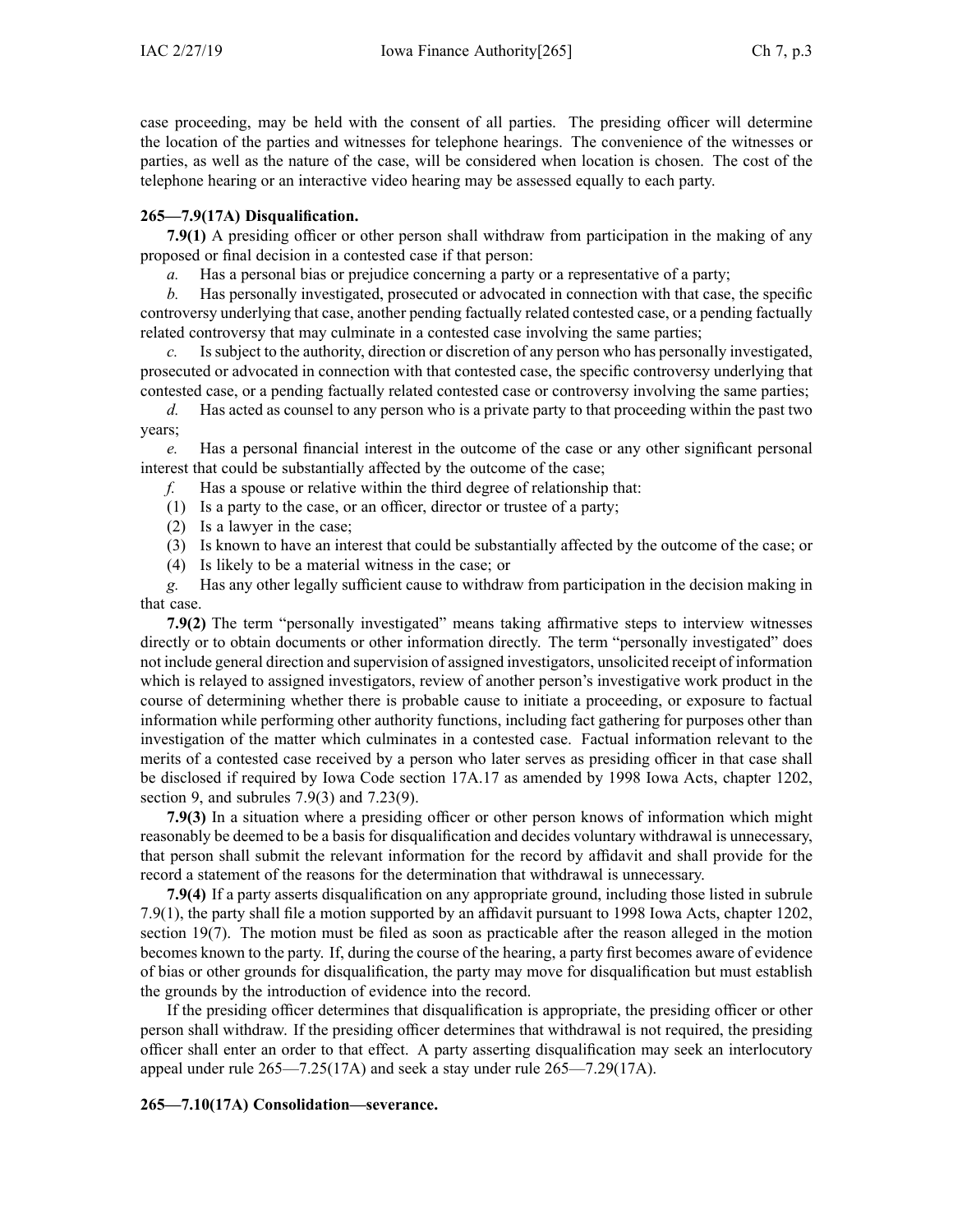case proceeding, may be held with the consent of all parties. The presiding officer will determine the location of the parties and witnesses for telephone hearings. The convenience of the witnesses or parties, as well as the nature of the case, will be considered when location is chosen. The cost of the telephone hearing or an interactive video hearing may be assessed equally to each party.

**265—7.9(17A) Disqualification.**

**7.9(1)** A presiding officer or other person shall withdraw from participation in the making of any proposed or final decision in a contested case if that person:

*a.* Has a personal bias or prejudice concerning a party or a representative of a party;

*b.* Has personally investigated, prosecuted or advocated in connection with that case, the specific controversy underlying that case, another pending factually related contested case, or a pending factually related controversy that may culminate in a contested case involving the same parties;

*c.* Is subject to the authority, direction or discretion of any person who has personally investigated, prosecuted or advocated in connection with that contested case, the specific controversy underlying that contested case, or a pending factually related contested case or controversy involving the same parties;

*d.* Has acted as counsel to any person who is a private party to that proceeding within the past two years;

*e.* Has a personal financial interest in the outcome of the case or any other significant personal interest that could be substantially affected by the outcome of the case;

*f.* Has a spouse or relative within the third degree of relationship that:

(1) Is a party to the case, or an officer, director or trustee of a party;

(2) Is a lawyer in the case;

(3) Is known to have an interest that could be substantially affected by the outcome of the case; or

(4) Is likely to be a material witness in the case; or

*g.* Has any other legally sufficient cause to withdraw from participation in the decision making in that case.

**7.9(2)** The term "personally investigated" means taking affirmative steps to interview witnesses directly or to obtain documents or other information directly. The term "personally investigated" does not include general direction and supervision of assigned investigators, unsolicited receipt of information which is relayed to assigned investigators, review of another person's investigative work product in the course of determining whether there is probable cause to initiate a proceeding, or exposure to factual information while performing other authority functions, including fact gathering for purposes other than investigation of the matter which culminates in a contested case. Factual information relevant to the merits of a contested case received by a person who later serves as presiding officer in that case shall be disclosed if required by Iowa Code section 17A.17 as amended by 1998 Iowa Acts, chapter 1202, section 9, and subrules 7.9(3) and 7.23(9).

**7.9(3)** In a situation where a presiding officer or other person knows of information which might reasonably be deemed to be a basis for disqualification and decides voluntary withdrawal is unnecessary, that person shall submit the relevant information for the record by affidavit and shall provide for the record a statement of the reasons for the determination that withdrawal is unnecessary.

**7.9(4)** If a party asserts disqualification on any appropriate ground, including those listed in subrule 7.9(1), the party shall file a motion supported by an affidavit pursuant to 1998 Iowa Acts, chapter 1202, section 19(7). The motion must be filed as soon as practicable after the reason alleged in the motion becomes known to the party. If, during the course of the hearing, a party first becomes aware of evidence of bias or other grounds for disqualification, the party may move for disqualification but must establish the grounds by the introduction of evidence into the record.

If the presiding officer determines that disqualification is appropriate, the presiding officer or other person shall withdraw. If the presiding officer determines that withdrawal is not required, the presiding officer shall enter an order to that effect. A party asserting disqualification may seek an interlocutory appeal under rule 265—7.25(17A) and seek a stay under rule 265—7.29(17A).

**265—7.10(17A) Consolidation—severance.**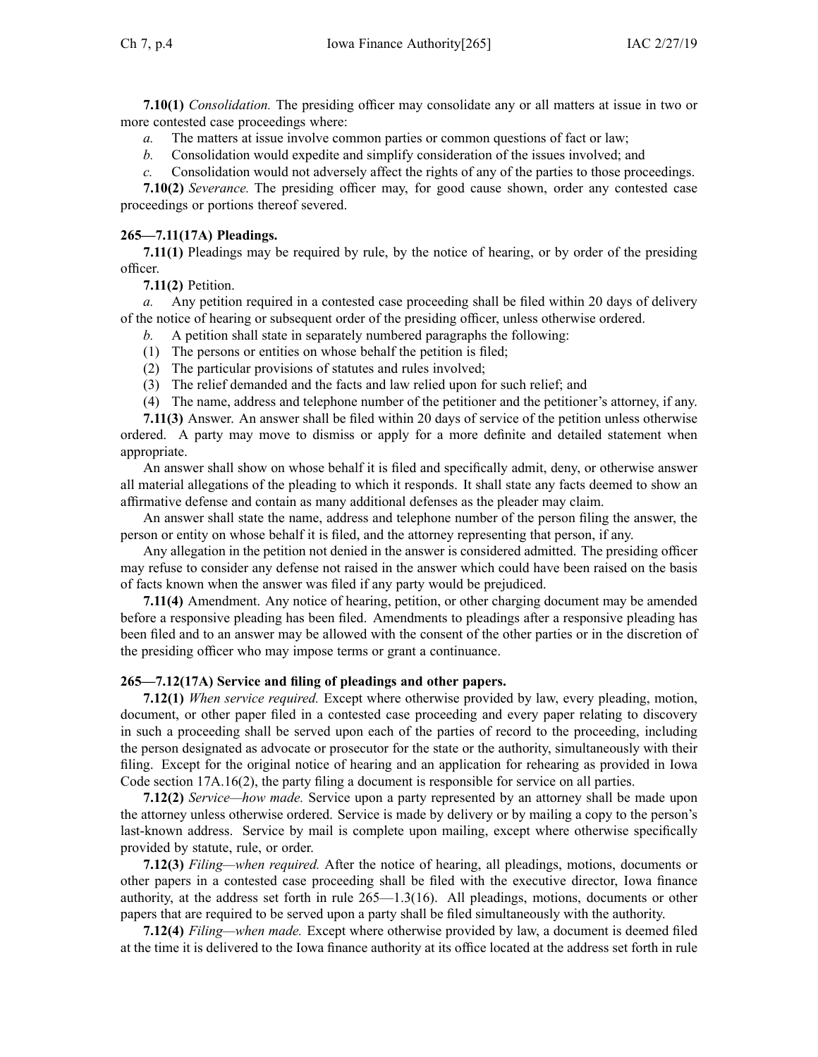**7.10(1)** *Consolidation.* The presiding officer may consolidate any or all matters at issue in two or more contested case proceedings where:

*a.* The matters at issue involve common parties or common questions of fact or law;

*b.* Consolidation would expedite and simplify consideration of the issues involved; and

*c.* Consolidation would not adversely affect the rights of any of the parties to those proceedings.

**7.10(2)** *Severance.* The presiding officer may, for good cause shown, order any contested case proceedings or portions thereof severed.

### 265—7.11(17A) Pleadings.

**7.11(1)** Pleadings may be required by rule, by the notice of hearing, or by order of the presiding officer.

**7.11(2)** Petition.

*a.* Any petition required in a contested case proceeding shall be filed within 20 days of delivery of the notice of hearing or subsequent order of the presiding officer, unless otherwise ordered.

*b.* A petition shall state in separately numbered paragraphs the following:

(1) The persons or entities on whose behalf the petition is filed;

(2) The particular provisions of statutes and rules involved;

(3) The relief demanded and the facts and law relied upon for such relief; and

(4) The name, address and telephone number of the petitioner and the petitioner's attorney, if any.

**7.11(3)** Answer. An answer shall be filed within 20 days of service of the petition unless otherwise ordered. A party may move to dismiss or apply for a more definite and detailed statement when appropriate.

An answer shall show on whose behalf it is filed and specifically admit, deny, or otherwise answer all material allegations of the pleading to which it responds. It shall state any facts deemed to show an affirmative defense and contain as many additional defenses as the pleader may claim.

An answer shall state the name, address and telephone number of the person filing the answer, the person or entity on whose behalf it is filed, and the attorney representing that person, if any.

Any allegation in the petition not denied in the answer is considered admitted. The presiding officer may refuse to consider any defense not raised in the answer which could have been raised on the basis of facts known when the answer was filed if any party would be prejudiced.

**7.11(4)** Amendment. Any notice of hearing, petition, or other charging document may be amended before a responsive pleading has been filed. Amendments to pleadings after a responsive pleading has been filed and to an answer may be allowed with the consent of the other parties or in the discretion of the presiding officer who may impose terms or grant a continuance.

### 265—7.12(17A) Service and filing of pleadings and other papers.

**7.12(1)** *When service required.* Except where otherwise provided by law, every pleading, motion, document, or other paper filed in a contested case proceeding and every paper relating to discovery in such a proceeding shall be served upon each of the parties of record to the proceeding, including the person designated as advocate or prosecutor for the state or the authority, simultaneously with their filing. Except for the original notice of hearing and an application for rehearing as provided in Iowa Code section 17A.16(2), the party filing a document is responsible for service on all parties.

**7.12(2)** *Service—how made.* Service upon a party represented by an attorney shall be made upon the attorney unless otherwise ordered. Service is made by delivery or by mailing a copy to the person's last-known address. Service by mail is complete upon mailing, except where otherwise specifically provided by statute, rule, or order.

**7.12(3)** *Filing—when required.* After the notice of hearing, all pleadings, motions, documents or other papers in a contested case proceeding shall be filed with the executive director, Iowa finance authority, at the address set forth in rule 265—1.3(16). All pleadings, motions, documents or other papers that are required to be served upon a party shall be filed simultaneously with the authority.

**7.12(4)** *Filing—when made.* Except where otherwise provided by law, a document is deemed filed at the time it is delivered to the Iowa finance authority at its office located at the address set forth in rule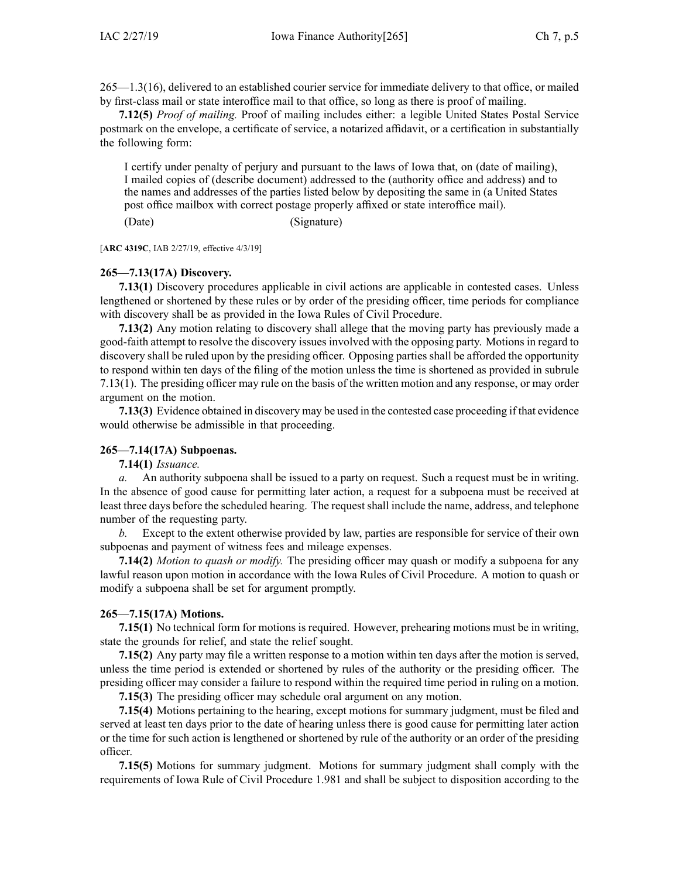265—1.3(16), delivered to an established courier service for immediate delivery to that office, or mailed by first-class mail or state interoffice mail to that office, so long as there is proof of mailing.

**7.12(5)** *Proof of mailing.* Proof of mailing includes either: a legible United States Postal Service postmark on the envelope, a certificate of service, a notarized affidavit, or a certification in substantially the following form:

> I certify under penalty of perjury and pursuant to the laws of Iowa that, on (date of mailing), I mailed copies of (describe document) addressed to the (authority office and address) and to the names and addresses of the parties listed below by depositing the same in (a United States post office mailbox with correct postage properly affixed or state interoffice mail).
>
> (Date) (Signature)

[**ARC 4319C**, IAB 2/27/19, effective 4/3/19]

### 265—7.13(17A) Discovery.

**7.13(1)** Discovery procedures applicable in civil actions are applicable in contested cases. Unless lengthened or shortened by these rules or by order of the presiding officer, time periods for compliance with discovery shall be as provided in the Iowa Rules of Civil Procedure.

**7.13(2)** Any motion relating to discovery shall allege that the moving party has previously made a good-faith attempt to resolve the discovery issues involved with the opposing party. Motions in regard to discovery shall be ruled upon by the presiding officer. Opposing parties shall be afforded the opportunity to respond within ten days of the filing of the motion unless the time is shortened as provided in subrule 7.13(1). The presiding officer may rule on the basis of the written motion and any response, or may order argument on the motion.

**7.13(3)** Evidence obtained in discovery may be used in the contested case proceeding if that evidence would otherwise be admissible in that proceeding.

### 265—7.14(17A) Subpoenas.

**7.14(1)** *Issuance.*

*a.* An authority subpoena shall be issued to a party on request. Such a request must be in writing. In the absence of good cause for permitting later action, a request for a subpoena must be received at least three days before the scheduled hearing. The request shall include the name, address, and telephone number of the requesting party.

*b.* Except to the extent otherwise provided by law, parties are responsible for service of their own subpoenas and payment of witness fees and mileage expenses.

**7.14(2)** *Motion to quash or modify.* The presiding officer may quash or modify a subpoena for any lawful reason upon motion in accordance with the Iowa Rules of Civil Procedure. A motion to quash or modify a subpoena shall be set for argument promptly.

### 265—7.15(17A) Motions.

**7.15(1)** No technical form for motions is required. However, prehearing motions must be in writing, state the grounds for relief, and state the relief sought.

**7.15(2)** Any party may file a written response to a motion within ten days after the motion is served, unless the time period is extended or shortened by rules of the authority or the presiding officer. The presiding officer may consider a failure to respond within the required time period in ruling on a motion.

**7.15(3)** The presiding officer may schedule oral argument on any motion.

**7.15(4)** Motions pertaining to the hearing, except motions for summary judgment, must be filed and served at least ten days prior to the date of hearing unless there is good cause for permitting later action or the time for such action is lengthened or shortened by rule of the authority or an order of the presiding officer.

**7.15(5)** Motions for summary judgment. Motions for summary judgment shall comply with the requirements of Iowa Rule of Civil Procedure 1.981 and shall be subject to disposition according to the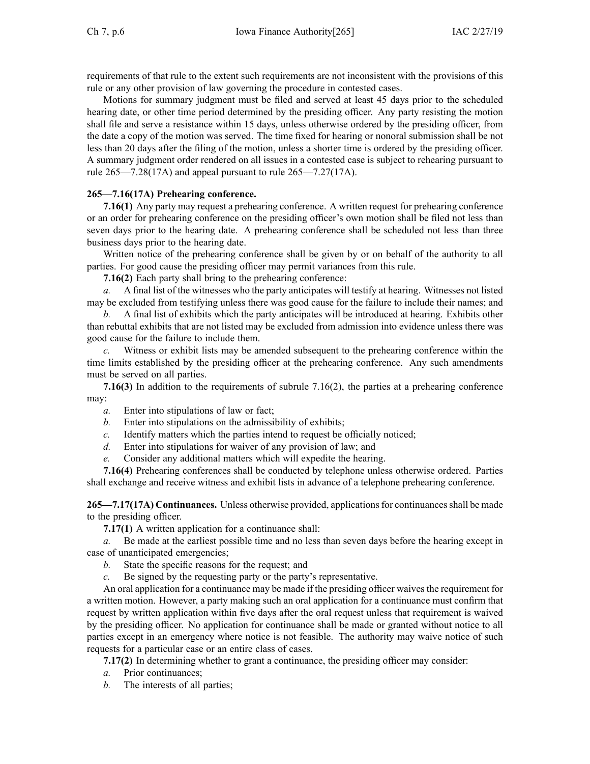requirements of that rule to the extent such requirements are not inconsistent with the provisions of this rule or any other provision of law governing the procedure in contested cases.

Motions for summary judgment must be filed and served at least 45 days prior to the scheduled hearing date, or other time period determined by the presiding officer. Any party resisting the motion shall file and serve a resistance within 15 days, unless otherwise ordered by the presiding officer, from the date a copy of the motion was served. The time fixed for hearing or nonoral submission shall be not less than 20 days after the filing of the motion, unless a shorter time is ordered by the presiding officer. A summary judgment order rendered on all issues in a contested case is subject to rehearing pursuant to rule 265—7.28(17A) and appeal pursuant to rule 265—7.27(17A).

**265—7.16(17A) Prehearing conference.**

**7.16(1)** Any party may request a prehearing conference. A written request for prehearing conference or an order for prehearing conference on the presiding officer's own motion shall be filed not less than seven days prior to the hearing date. A prehearing conference shall be scheduled not less than three business days prior to the hearing date.

Written notice of the prehearing conference shall be given by or on behalf of the authority to all parties. For good cause the presiding officer may permit variances from this rule.

**7.16(2)** Each party shall bring to the prehearing conference:

*a.* A final list of the witnesses who the party anticipates will testify at hearing. Witnesses not listed may be excluded from testifying unless there was good cause for the failure to include their names; and

*b.* A final list of exhibits which the party anticipates will be introduced at hearing. Exhibits other than rebuttal exhibits that are not listed may be excluded from admission into evidence unless there was good cause for the failure to include them.

*c.* Witness or exhibit lists may be amended subsequent to the prehearing conference within the time limits established by the presiding officer at the prehearing conference. Any such amendments must be served on all parties.

**7.16(3)** In addition to the requirements of subrule 7.16(2), the parties at a prehearing conference may:

*a.* Enter into stipulations of law or fact;

*b.* Enter into stipulations on the admissibility of exhibits;

*c.* Identify matters which the parties intend to request be officially noticed;

*d.* Enter into stipulations for waiver of any provision of law; and

*e.* Consider any additional matters which will expedite the hearing.

**7.16(4)** Prehearing conferences shall be conducted by telephone unless otherwise ordered. Parties shall exchange and receive witness and exhibit lists in advance of a telephone prehearing conference.

**265—7.17(17A) Continuances.** Unless otherwise provided, applications for continuances shall be made to the presiding officer.

**7.17(1)** A written application for a continuance shall:

*a.* Be made at the earliest possible time and no less than seven days before the hearing except in case of unanticipated emergencies;

*b.* State the specific reasons for the request; and

*c.* Be signed by the requesting party or the party's representative.

An oral application for a continuance may be made if the presiding officer waives the requirement for a written motion. However, a party making such an oral application for a continuance must confirm that request by written application within five days after the oral request unless that requirement is waived by the presiding officer. No application for continuance shall be made or granted without notice to all parties except in an emergency where notice is not feasible. The authority may waive notice of such requests for a particular case or an entire class of cases.

**7.17(2)** In determining whether to grant a continuance, the presiding officer may consider:

*a.* Prior continuances;

*b.* The interests of all parties;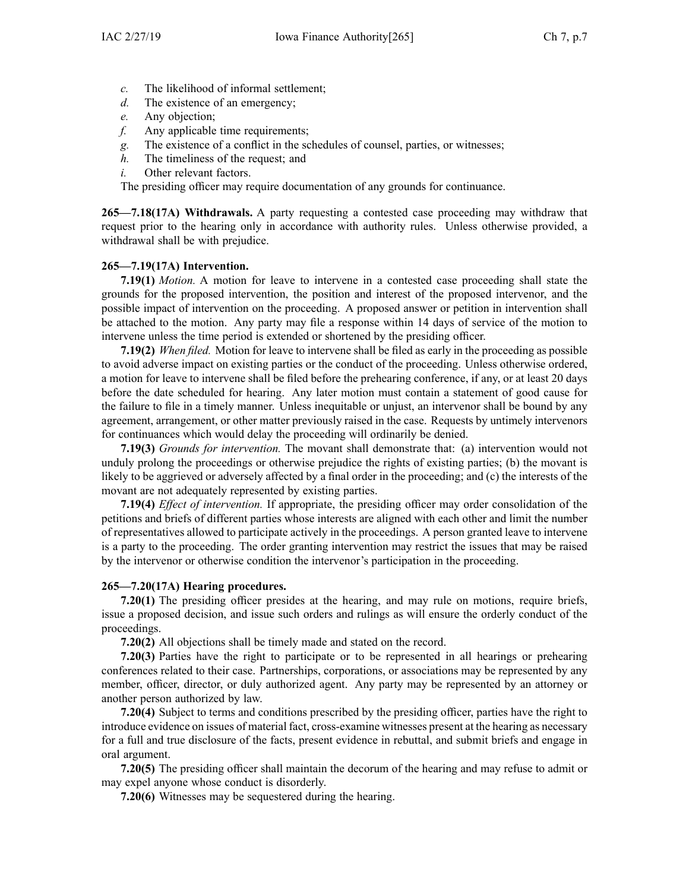*c.* The likelihood of informal settlement;

*d.* The existence of an emergency;

*e.* Any objection;

*f.* Any applicable time requirements;

*g.* The existence of a conflict in the schedules of counsel, parties, or witnesses;

*h.* The timeliness of the request; and

*i.* Other relevant factors.

The presiding officer may require documentation of any grounds for continuance.

**265—7.18(17A) Withdrawals.** A party requesting a contested case proceeding may withdraw that request prior to the hearing only in accordance with authority rules. Unless otherwise provided, a withdrawal shall be with prejudice.

**265—7.19(17A) Intervention.**

**7.19(1)** *Motion.* A motion for leave to intervene in a contested case proceeding shall state the grounds for the proposed intervention, the position and interest of the proposed intervenor, and the possible impact of intervention on the proceeding. A proposed answer or petition in intervention shall be attached to the motion. Any party may file a response within 14 days of service of the motion to intervene unless the time period is extended or shortened by the presiding officer.

**7.19(2)** *When filed.* Motion for leave to intervene shall be filed as early in the proceeding as possible to avoid adverse impact on existing parties or the conduct of the proceeding. Unless otherwise ordered, a motion for leave to intervene shall be filed before the prehearing conference, if any, or at least 20 days before the date scheduled for hearing. Any later motion must contain a statement of good cause for the failure to file in a timely manner. Unless inequitable or unjust, an intervenor shall be bound by any agreement, arrangement, or other matter previously raised in the case. Requests by untimely intervenors for continuances which would delay the proceeding will ordinarily be denied.

**7.19(3)** *Grounds for intervention.* The movant shall demonstrate that: (a) intervention would not unduly prolong the proceedings or otherwise prejudice the rights of existing parties; (b) the movant is likely to be aggrieved or adversely affected by a final order in the proceeding; and (c) the interests of the movant are not adequately represented by existing parties.

**7.19(4)** *Effect of intervention.* If appropriate, the presiding officer may order consolidation of the petitions and briefs of different parties whose interests are aligned with each other and limit the number of representatives allowed to participate actively in the proceedings. A person granted leave to intervene is a party to the proceeding. The order granting intervention may restrict the issues that may be raised by the intervenor or otherwise condition the intervenor's participation in the proceeding.

**265—7.20(17A) Hearing procedures.**

**7.20(1)** The presiding officer presides at the hearing, and may rule on motions, require briefs, issue a proposed decision, and issue such orders and rulings as will ensure the orderly conduct of the proceedings.

**7.20(2)** All objections shall be timely made and stated on the record.

**7.20(3)** Parties have the right to participate or to be represented in all hearings or prehearing conferences related to their case. Partnerships, corporations, or associations may be represented by any member, officer, director, or duly authorized agent. Any party may be represented by an attorney or another person authorized by law.

**7.20(4)** Subject to terms and conditions prescribed by the presiding officer, parties have the right to introduce evidence on issues of material fact, cross-examine witnesses present at the hearing as necessary for a full and true disclosure of the facts, present evidence in rebuttal, and submit briefs and engage in oral argument.

**7.20(5)** The presiding officer shall maintain the decorum of the hearing and may refuse to admit or may expel anyone whose conduct is disorderly.

**7.20(6)** Witnesses may be sequestered during the hearing.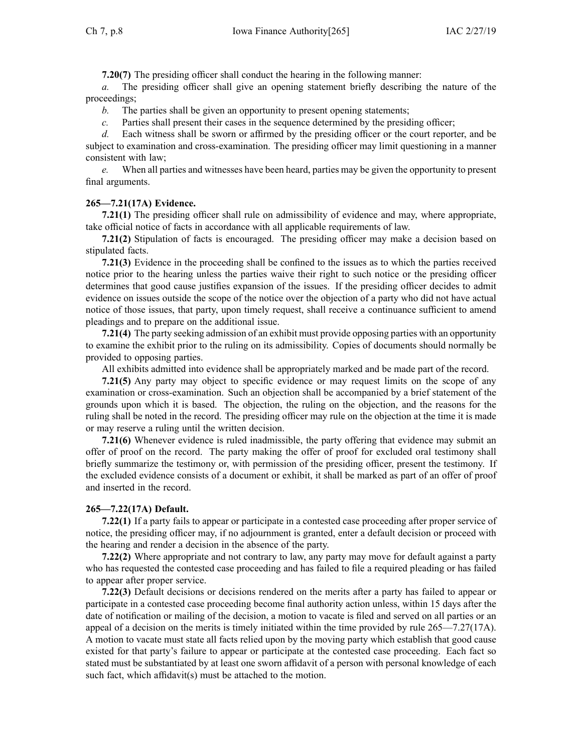**7.20(7)** The presiding officer shall conduct the hearing in the following manner:

*a.* The presiding officer shall give an opening statement briefly describing the nature of the proceedings;

*b.* The parties shall be given an opportunity to present opening statements;

*c.* Parties shall present their cases in the sequence determined by the presiding officer;

*d.* Each witness shall be sworn or affirmed by the presiding officer or the court reporter, and be subject to examination and cross-examination. The presiding officer may limit questioning in a manner consistent with law;

*e.* When all parties and witnesses have been heard, parties may be given the opportunity to present final arguments.

**265—7.21(17A) Evidence.**

**7.21(1)** The presiding officer shall rule on admissibility of evidence and may, where appropriate, take official notice of facts in accordance with all applicable requirements of law.

**7.21(2)** Stipulation of facts is encouraged. The presiding officer may make a decision based on stipulated facts.

**7.21(3)** Evidence in the proceeding shall be confined to the issues as to which the parties received notice prior to the hearing unless the parties waive their right to such notice or the presiding officer determines that good cause justifies expansion of the issues. If the presiding officer decides to admit evidence on issues outside the scope of the notice over the objection of a party who did not have actual notice of those issues, that party, upon timely request, shall receive a continuance sufficient to amend pleadings and to prepare on the additional issue.

**7.21(4)** The party seeking admission of an exhibit must provide opposing parties with an opportunity to examine the exhibit prior to the ruling on its admissibility. Copies of documents should normally be provided to opposing parties.

All exhibits admitted into evidence shall be appropriately marked and be made part of the record.

**7.21(5)** Any party may object to specific evidence or may request limits on the scope of any examination or cross-examination. Such an objection shall be accompanied by a brief statement of the grounds upon which it is based. The objection, the ruling on the objection, and the reasons for the ruling shall be noted in the record. The presiding officer may rule on the objection at the time it is made or may reserve a ruling until the written decision.

**7.21(6)** Whenever evidence is ruled inadmissible, the party offering that evidence may submit an offer of proof on the record. The party making the offer of proof for excluded oral testimony shall briefly summarize the testimony or, with permission of the presiding officer, present the testimony. If the excluded evidence consists of a document or exhibit, it shall be marked as part of an offer of proof and inserted in the record.

**265—7.22(17A) Default.**

**7.22(1)** If a party fails to appear or participate in a contested case proceeding after proper service of notice, the presiding officer may, if no adjournment is granted, enter a default decision or proceed with the hearing and render a decision in the absence of the party.

**7.22(2)** Where appropriate and not contrary to law, any party may move for default against a party who has requested the contested case proceeding and has failed to file a required pleading or has failed to appear after proper service.

**7.22(3)** Default decisions or decisions rendered on the merits after a party has failed to appear or participate in a contested case proceeding become final authority action unless, within 15 days after the date of notification or mailing of the decision, a motion to vacate is filed and served on all parties or an appeal of a decision on the merits is timely initiated within the time provided by rule 265—7.27(17A). A motion to vacate must state all facts relied upon by the moving party which establish that good cause existed for that party's failure to appear or participate at the contested case proceeding. Each fact so stated must be substantiated by at least one sworn affidavit of a person with personal knowledge of each such fact, which affidavit(s) must be attached to the motion.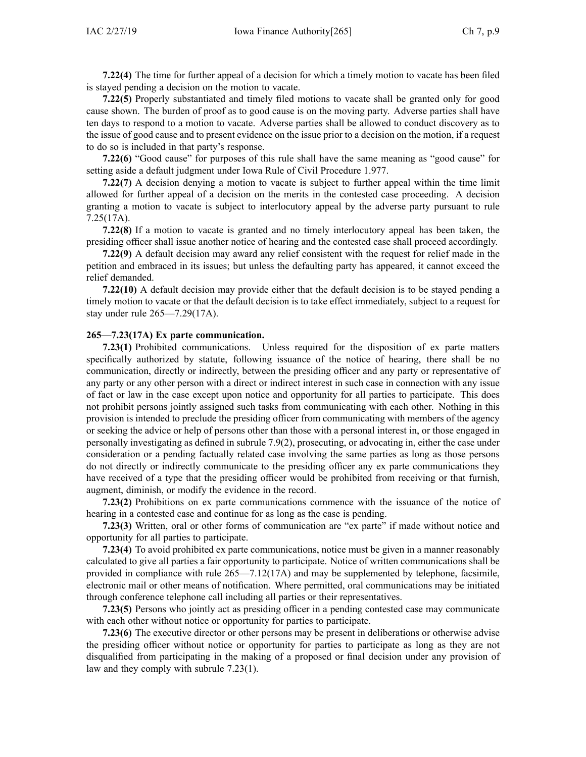**7.22(4)** The time for further appeal of a decision for which a timely motion to vacate has been filed is stayed pending a decision on the motion to vacate.

**7.22(5)** Properly substantiated and timely filed motions to vacate shall be granted only for good cause shown. The burden of proof as to good cause is on the moving party. Adverse parties shall have ten days to respond to a motion to vacate. Adverse parties shall be allowed to conduct discovery as to the issue of good cause and to present evidence on the issue prior to a decision on the motion, if a request to do so is included in that party's response.

**7.22(6)** "Good cause" for purposes of this rule shall have the same meaning as "good cause" for setting aside a default judgment under Iowa Rule of Civil Procedure 1.977.

**7.22(7)** A decision denying a motion to vacate is subject to further appeal within the time limit allowed for further appeal of a decision on the merits in the contested case proceeding. A decision granting a motion to vacate is subject to interlocutory appeal by the adverse party pursuant to rule 7.25(17A).

**7.22(8)** If a motion to vacate is granted and no timely interlocutory appeal has been taken, the presiding officer shall issue another notice of hearing and the contested case shall proceed accordingly.

**7.22(9)** A default decision may award any relief consistent with the request for relief made in the petition and embraced in its issues; but unless the defaulting party has appeared, it cannot exceed the relief demanded.

**7.22(10)** A default decision may provide either that the default decision is to be stayed pending a timely motion to vacate or that the default decision is to take effect immediately, subject to a request for stay under rule 265—7.29(17A).

**265—7.23(17A) Ex parte communication.**

**7.23(1)** Prohibited communications. Unless required for the disposition of ex parte matters specifically authorized by statute, following issuance of the notice of hearing, there shall be no communication, directly or indirectly, between the presiding officer and any party or representative of any party or any other person with a direct or indirect interest in such case in connection with any issue of fact or law in the case except upon notice and opportunity for all parties to participate. This does not prohibit persons jointly assigned such tasks from communicating with each other. Nothing in this provision is intended to preclude the presiding officer from communicating with members of the agency or seeking the advice or help of persons other than those with a personal interest in, or those engaged in personally investigating as defined in subrule 7.9(2), prosecuting, or advocating in, either the case under consideration or a pending factually related case involving the same parties as long as those persons do not directly or indirectly communicate to the presiding officer any ex parte communications they have received of a type that the presiding officer would be prohibited from receiving or that furnish, augment, diminish, or modify the evidence in the record.

**7.23(2)** Prohibitions on ex parte communications commence with the issuance of the notice of hearing in a contested case and continue for as long as the case is pending.

**7.23(3)** Written, oral or other forms of communication are "ex parte" if made without notice and opportunity for all parties to participate.

**7.23(4)** To avoid prohibited ex parte communications, notice must be given in a manner reasonably calculated to give all parties a fair opportunity to participate. Notice of written communications shall be provided in compliance with rule 265—7.12(17A) and may be supplemented by telephone, facsimile, electronic mail or other means of notification. Where permitted, oral communications may be initiated through conference telephone call including all parties or their representatives.

**7.23(5)** Persons who jointly act as presiding officer in a pending contested case may communicate with each other without notice or opportunity for parties to participate.

**7.23(6)** The executive director or other persons may be present in deliberations or otherwise advise the presiding officer without notice or opportunity for parties to participate as long as they are not disqualified from participating in the making of a proposed or final decision under any provision of law and they comply with subrule 7.23(1).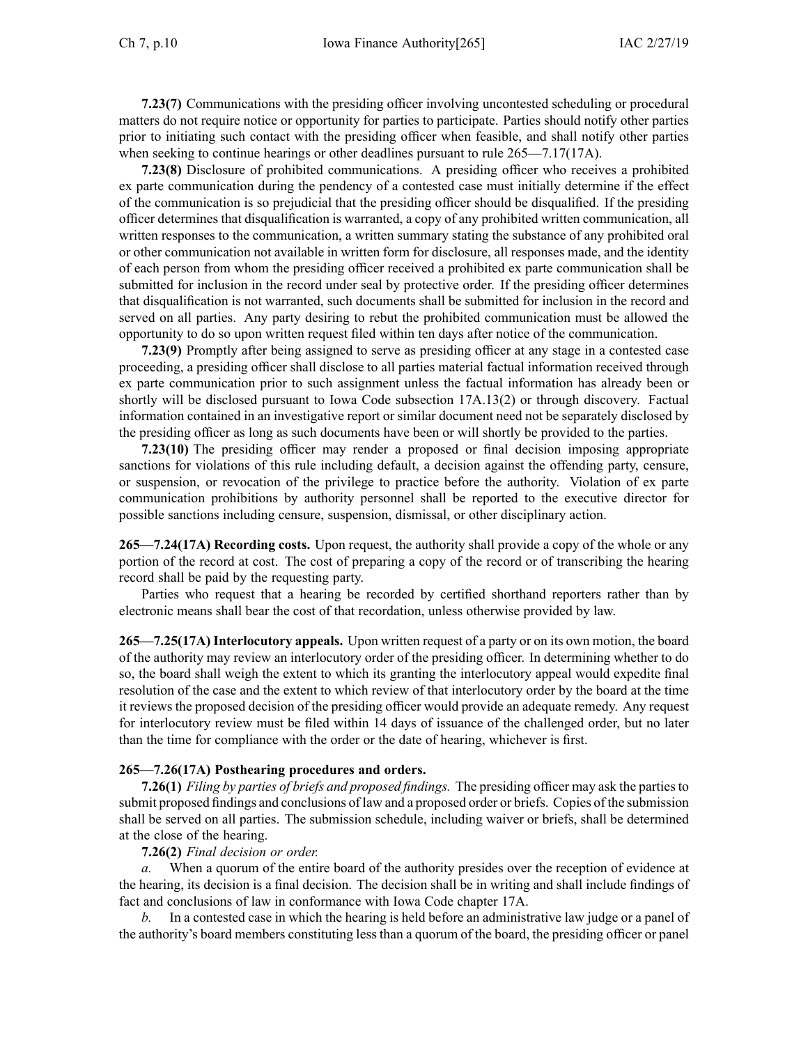**7.23(7)** Communications with the presiding officer involving uncontested scheduling or procedural matters do not require notice or opportunity for parties to participate. Parties should notify other parties prior to initiating such contact with the presiding officer when feasible, and shall notify other parties when seeking to continue hearings or other deadlines pursuant to rule 265—7.17(17A).

**7.23(8)** Disclosure of prohibited communications. A presiding officer who receives a prohibited ex parte communication during the pendency of a contested case must initially determine if the effect of the communication is so prejudicial that the presiding officer should be disqualified. If the presiding officer determines that disqualification is warranted, a copy of any prohibited written communication, all written responses to the communication, a written summary stating the substance of any prohibited oral or other communication not available in written form for disclosure, all responses made, and the identity of each person from whom the presiding officer received a prohibited ex parte communication shall be submitted for inclusion in the record under seal by protective order. If the presiding officer determines that disqualification is not warranted, such documents shall be submitted for inclusion in the record and served on all parties. Any party desiring to rebut the prohibited communication must be allowed the opportunity to do so upon written request filed within ten days after notice of the communication.

**7.23(9)** Promptly after being assigned to serve as presiding officer at any stage in a contested case proceeding, a presiding officer shall disclose to all parties material factual information received through ex parte communication prior to such assignment unless the factual information has already been or shortly will be disclosed pursuant to Iowa Code subsection 17A.13(2) or through discovery. Factual information contained in an investigative report or similar document need not be separately disclosed by the presiding officer as long as such documents have been or will shortly be provided to the parties.

**7.23(10)** The presiding officer may render a proposed or final decision imposing appropriate sanctions for violations of this rule including default, a decision against the offending party, censure, or suspension, or revocation of the privilege to practice before the authority. Violation of ex parte communication prohibitions by authority personnel shall be reported to the executive director for possible sanctions including censure, suspension, dismissal, or other disciplinary action.

**265—7.24(17A) Recording costs.** Upon request, the authority shall provide a copy of the whole or any portion of the record at cost. The cost of preparing a copy of the record or of transcribing the hearing record shall be paid by the requesting party.

Parties who request that a hearing be recorded by certified shorthand reporters rather than by electronic means shall bear the cost of that recordation, unless otherwise provided by law.

**265—7.25(17A) Interlocutory appeals.** Upon written request of a party or on its own motion, the board of the authority may review an interlocutory order of the presiding officer. In determining whether to do so, the board shall weigh the extent to which its granting the interlocutory appeal would expedite final resolution of the case and the extent to which review of that interlocutory order by the board at the time it reviews the proposed decision of the presiding officer would provide an adequate remedy. Any request for interlocutory review must be filed within 14 days of issuance of the challenged order, but no later than the time for compliance with the order or the date of hearing, whichever is first.

**265—7.26(17A) Posthearing procedures and orders.**

**7.26(1)** *Filing by parties of briefs and proposed findings.* The presiding officer may ask the parties to submit proposed findings and conclusions of law and a proposed order or briefs. Copies of the submission shall be served on all parties. The submission schedule, including waiver or briefs, shall be determined at the close of the hearing.

**7.26(2)** *Final decision or order.*

*a.* When a quorum of the entire board of the authority presides over the reception of evidence at the hearing, its decision is a final decision. The decision shall be in writing and shall include findings of fact and conclusions of law in conformance with Iowa Code chapter 17A.

*b.* In a contested case in which the hearing is held before an administrative law judge or a panel of the authority's board members constituting less than a quorum of the board, the presiding officer or panel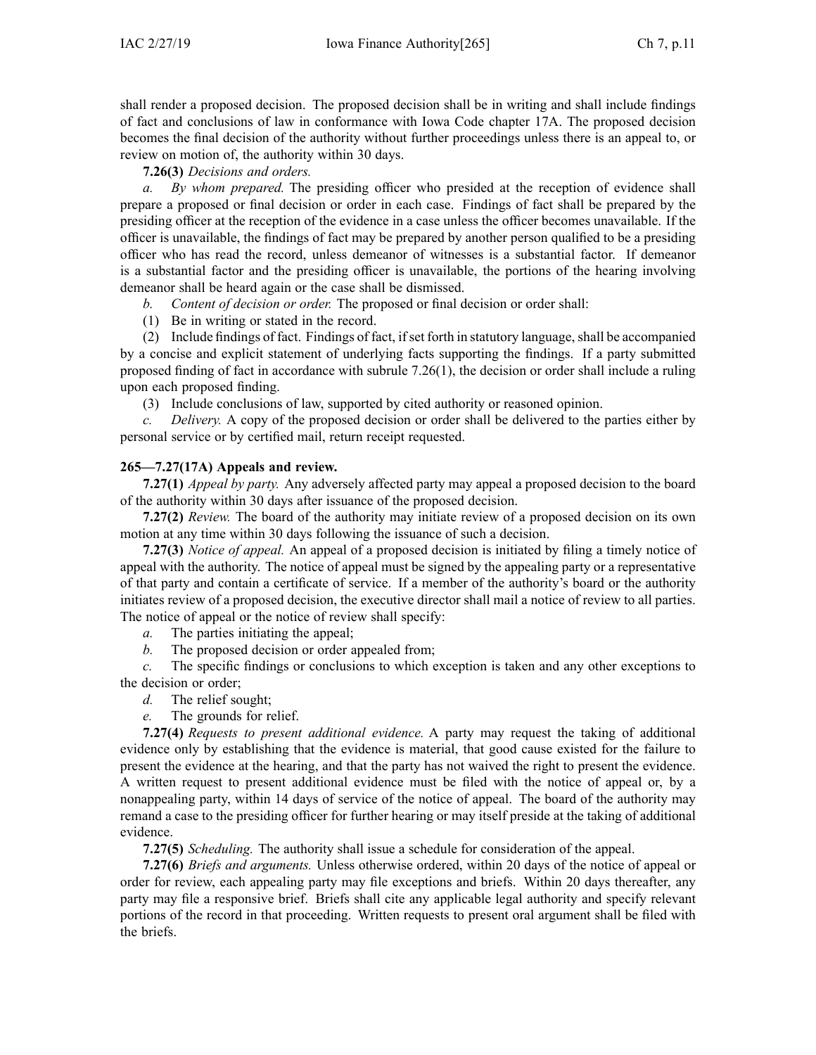shall render a proposed decision. The proposed decision shall be in writing and shall include findings of fact and conclusions of law in conformance with Iowa Code chapter 17A. The proposed decision becomes the final decision of the authority without further proceedings unless there is an appeal to, or review on motion of, the authority within 30 days.

**7.26(3)** *Decisions and orders.*

*a. By whom prepared.* The presiding officer who presided at the reception of evidence shall prepare a proposed or final decision or order in each case. Findings of fact shall be prepared by the presiding officer at the reception of the evidence in a case unless the officer becomes unavailable. If the officer is unavailable, the findings of fact may be prepared by another person qualified to be a presiding officer who has read the record, unless demeanor of witnesses is a substantial factor. If demeanor is a substantial factor and the presiding officer is unavailable, the portions of the hearing involving demeanor shall be heard again or the case shall be dismissed.

*b. Content of decision or order.* The proposed or final decision or order shall:

(1) Be in writing or stated in the record.

(2) Include findings of fact. Findings of fact, if set forth in statutory language, shall be accompanied by a concise and explicit statement of underlying facts supporting the findings. If a party submitted proposed finding of fact in accordance with subrule 7.26(1), the decision or order shall include a ruling upon each proposed finding.

(3) Include conclusions of law, supported by cited authority or reasoned opinion.

*c. Delivery.* A copy of the proposed decision or order shall be delivered to the parties either by personal service or by certified mail, return receipt requested.

### 265—7.27(17A) Appeals and review.

**7.27(1)** *Appeal by party.* Any adversely affected party may appeal a proposed decision to the board of the authority within 30 days after issuance of the proposed decision.

**7.27(2)** *Review.* The board of the authority may initiate review of a proposed decision on its own motion at any time within 30 days following the issuance of such a decision.

**7.27(3)** *Notice of appeal.* An appeal of a proposed decision is initiated by filing a timely notice of appeal with the authority. The notice of appeal must be signed by the appealing party or a representative of that party and contain a certificate of service. If a member of the authority's board or the authority initiates review of a proposed decision, the executive director shall mail a notice of review to all parties. The notice of appeal or the notice of review shall specify:

*a.* The parties initiating the appeal;

*b.* The proposed decision or order appealed from;

*c.* The specific findings or conclusions to which exception is taken and any other exceptions to the decision or order;

*d.* The relief sought;

*e.* The grounds for relief.

**7.27(4)** *Requests to present additional evidence.* A party may request the taking of additional evidence only by establishing that the evidence is material, that good cause existed for the failure to present the evidence at the hearing, and that the party has not waived the right to present the evidence. A written request to present additional evidence must be filed with the notice of appeal or, by a nonappealing party, within 14 days of service of the notice of appeal. The board of the authority may remand a case to the presiding officer for further hearing or may itself preside at the taking of additional evidence.

**7.27(5)** *Scheduling.* The authority shall issue a schedule for consideration of the appeal.

**7.27(6)** *Briefs and arguments.* Unless otherwise ordered, within 20 days of the notice of appeal or order for review, each appealing party may file exceptions and briefs. Within 20 days thereafter, any party may file a responsive brief. Briefs shall cite any applicable legal authority and specify relevant portions of the record in that proceeding. Written requests to present oral argument shall be filed with the briefs.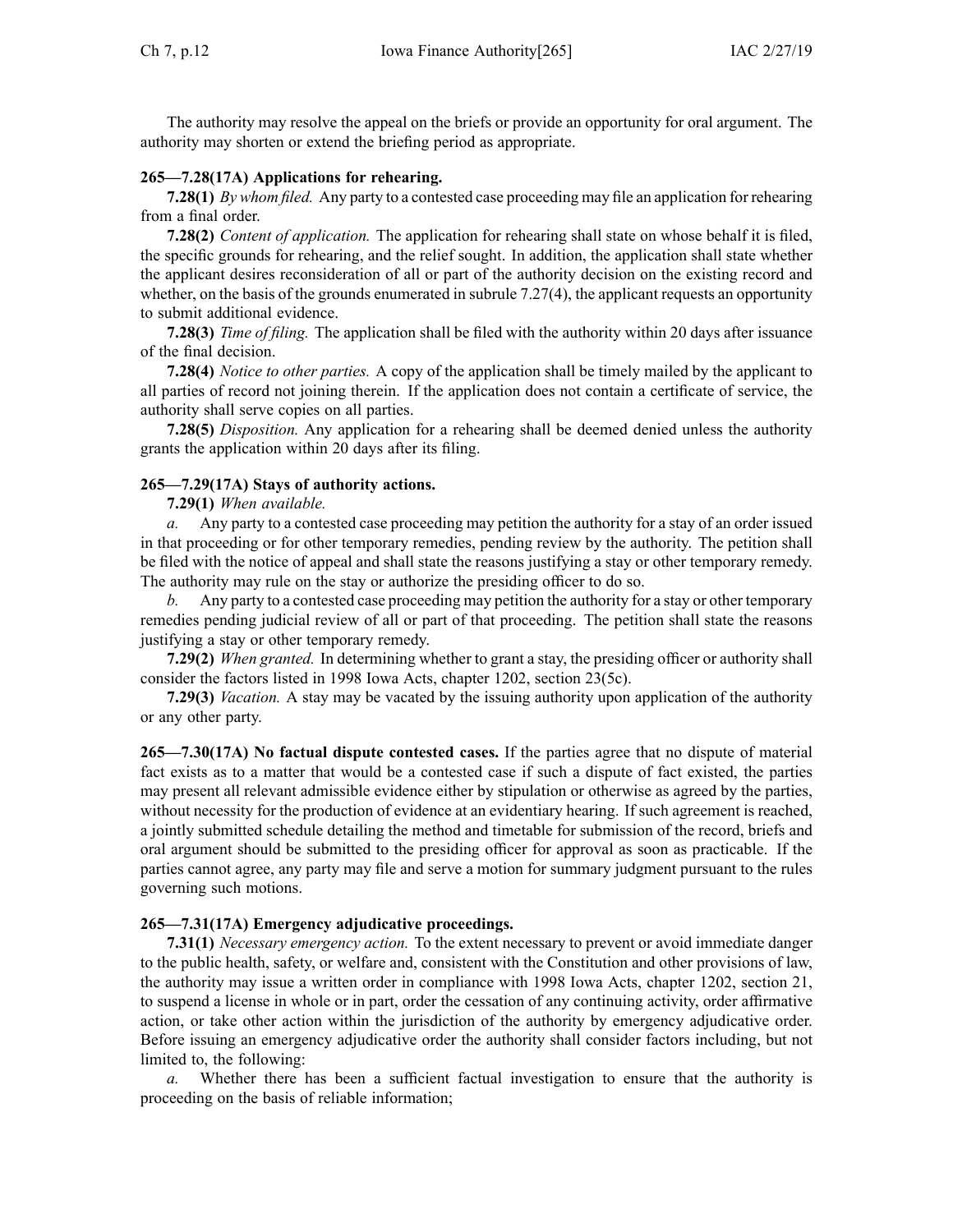The authority may resolve the appeal on the briefs or provide an opportunity for oral argument. The authority may shorten or extend the briefing period as appropriate.

**265—7.28(17A) Applications for rehearing.**

**7.28(1)** *By whom filed.* Any party to a contested case proceeding may file an application for rehearing from a final order.

**7.28(2)** *Content of application.* The application for rehearing shall state on whose behalf it is filed, the specific grounds for rehearing, and the relief sought. In addition, the application shall state whether the applicant desires reconsideration of all or part of the authority decision on the existing record and whether, on the basis of the grounds enumerated in subrule 7.27(4), the applicant requests an opportunity to submit additional evidence.

**7.28(3)** *Time of filing.* The application shall be filed with the authority within 20 days after issuance of the final decision.

**7.28(4)** *Notice to other parties.* A copy of the application shall be timely mailed by the applicant to all parties of record not joining therein. If the application does not contain a certificate of service, the authority shall serve copies on all parties.

**7.28(5)** *Disposition.* Any application for a rehearing shall be deemed denied unless the authority grants the application within 20 days after its filing.

**265—7.29(17A) Stays of authority actions.**

**7.29(1)** *When available.*

*a.* Any party to a contested case proceeding may petition the authority for a stay of an order issued in that proceeding or for other temporary remedies, pending review by the authority. The petition shall be filed with the notice of appeal and shall state the reasons justifying a stay or other temporary remedy. The authority may rule on the stay or authorize the presiding officer to do so.

*b.* Any party to a contested case proceeding may petition the authority for a stay or other temporary remedies pending judicial review of all or part of that proceeding. The petition shall state the reasons justifying a stay or other temporary remedy.

**7.29(2)** *When granted.* In determining whether to grant a stay, the presiding officer or authority shall consider the factors listed in 1998 Iowa Acts, chapter 1202, section 23(5c).

**7.29(3)** *Vacation.* A stay may be vacated by the issuing authority upon application of the authority or any other party.

**265—7.30(17A) No factual dispute contested cases.** If the parties agree that no dispute of material fact exists as to a matter that would be a contested case if such a dispute of fact existed, the parties may present all relevant admissible evidence either by stipulation or otherwise as agreed by the parties, without necessity for the production of evidence at an evidentiary hearing. If such agreement is reached, a jointly submitted schedule detailing the method and timetable for submission of the record, briefs and oral argument should be submitted to the presiding officer for approval as soon as practicable. If the parties cannot agree, any party may file and serve a motion for summary judgment pursuant to the rules governing such motions.

**265—7.31(17A) Emergency adjudicative proceedings.**

**7.31(1)** *Necessary emergency action.* To the extent necessary to prevent or avoid immediate danger to the public health, safety, or welfare and, consistent with the Constitution and other provisions of law, the authority may issue a written order in compliance with 1998 Iowa Acts, chapter 1202, section 21, to suspend a license in whole or in part, order the cessation of any continuing activity, order affirmative action, or take other action within the jurisdiction of the authority by emergency adjudicative order. Before issuing an emergency adjudicative order the authority shall consider factors including, but not limited to, the following:

*a.* Whether there has been a sufficient factual investigation to ensure that the authority is proceeding on the basis of reliable information;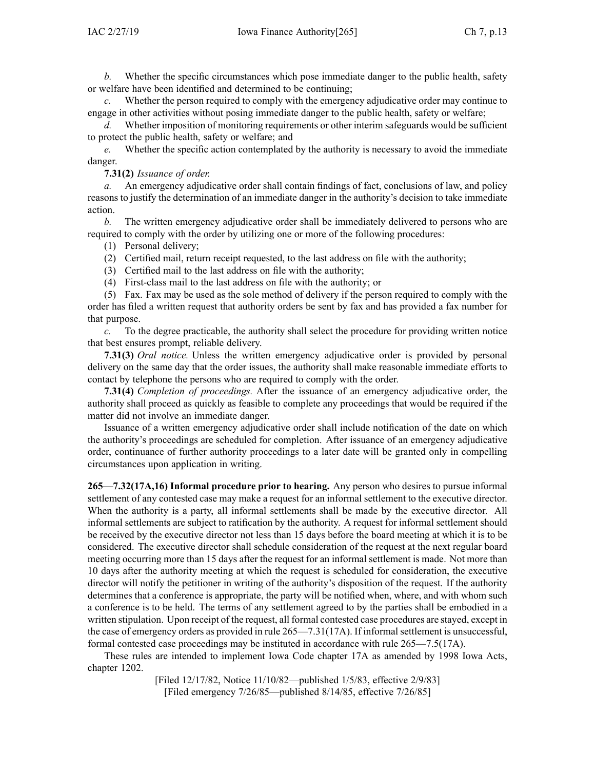*b.* Whether the specific circumstances which pose immediate danger to the public health, safety or welfare have been identified and determined to be continuing;

*c.* Whether the person required to comply with the emergency adjudicative order may continue to engage in other activities without posing immediate danger to the public health, safety or welfare;

*d.* Whether imposition of monitoring requirements or other interim safeguards would be sufficient to protect the public health, safety or welfare; and

*e.* Whether the specific action contemplated by the authority is necessary to avoid the immediate danger.

**7.31(2)** *Issuance of order.*

*a.* An emergency adjudicative order shall contain findings of fact, conclusions of law, and policy reasons to justify the determination of an immediate danger in the authority's decision to take immediate action.

*b.* The written emergency adjudicative order shall be immediately delivered to persons who are required to comply with the order by utilizing one or more of the following procedures:

(1) Personal delivery;

(2) Certified mail, return receipt requested, to the last address on file with the authority;

(3) Certified mail to the last address on file with the authority;

(4) First-class mail to the last address on file with the authority; or

(5) Fax. Fax may be used as the sole method of delivery if the person required to comply with the order has filed a written request that authority orders be sent by fax and has provided a fax number for that purpose.

*c.* To the degree practicable, the authority shall select the procedure for providing written notice that best ensures prompt, reliable delivery.

**7.31(3)** *Oral notice.* Unless the written emergency adjudicative order is provided by personal delivery on the same day that the order issues, the authority shall make reasonable immediate efforts to contact by telephone the persons who are required to comply with the order.

**7.31(4)** *Completion of proceedings.* After the issuance of an emergency adjudicative order, the authority shall proceed as quickly as feasible to complete any proceedings that would be required if the matter did not involve an immediate danger.

Issuance of a written emergency adjudicative order shall include notification of the date on which the authority's proceedings are scheduled for completion. After issuance of an emergency adjudicative order, continuance of further authority proceedings to a later date will be granted only in compelling circumstances upon application in writing.

**265—7.32(17A,16) Informal procedure prior to hearing.** Any person who desires to pursue informal settlement of any contested case may make a request for an informal settlement to the executive director. When the authority is a party, all informal settlements shall be made by the executive director. All informal settlements are subject to ratification by the authority. A request for informal settlement should be received by the executive director not less than 15 days before the board meeting at which it is to be considered. The executive director shall schedule consideration of the request at the next regular board meeting occurring more than 15 days after the request for an informal settlement is made. Not more than 10 days after the authority meeting at which the request is scheduled for consideration, the executive director will notify the petitioner in writing of the authority's disposition of the request. If the authority determines that a conference is appropriate, the party will be notified when, where, and with whom such a conference is to be held. The terms of any settlement agreed to by the parties shall be embodied in a written stipulation. Upon receipt of the request, all formal contested case procedures are stayed, except in the case of emergency orders as provided in rule 265—7.31(17A). If informal settlement is unsuccessful, formal contested case proceedings may be instituted in accordance with rule 265—7.5(17A).

These rules are intended to implement Iowa Code chapter 17A as amended by 1998 Iowa Acts, chapter 1202.

[Filed 12/17/82, Notice 11/10/82—published 1/5/83, effective 2/9/83]
[Filed emergency 7/26/85—published 8/14/85, effective 7/26/85]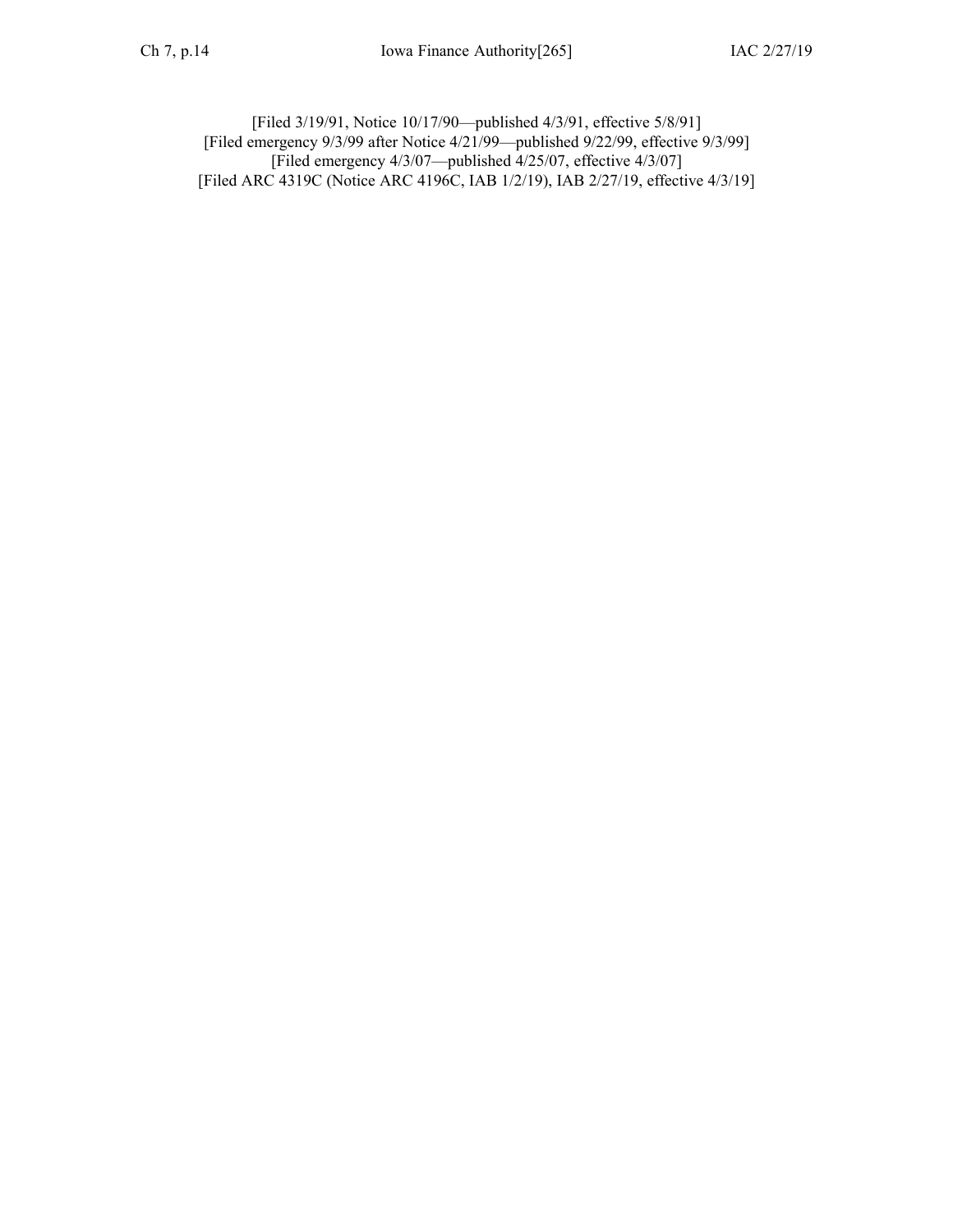[Filed 3/19/91, Notice 10/17/90—published 4/3/91, effective 5/8/91]
[Filed emergency 9/3/99 after Notice 4/21/99—published 9/22/99, effective 9/3/99]
[Filed emergency 4/3/07—published 4/25/07, effective 4/3/07]
[Filed ARC 4319C (Notice ARC 4196C, IAB 1/2/19), IAB 2/27/19, effective 4/3/19]